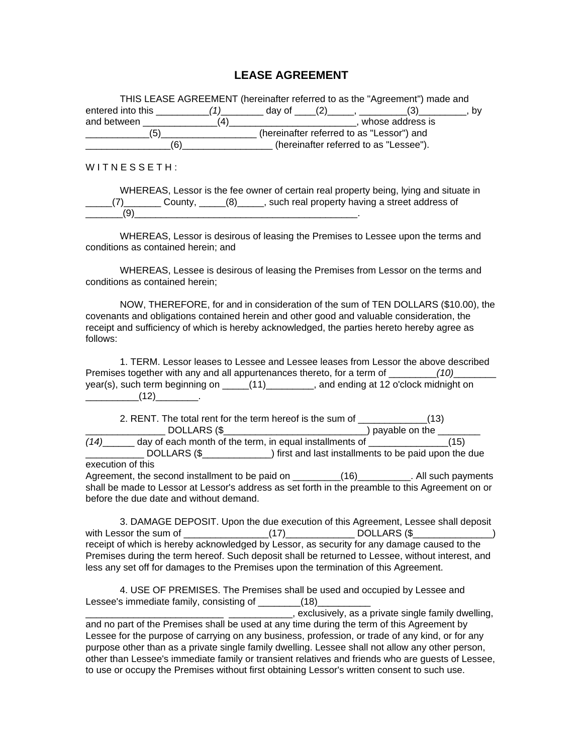# LEASE AGREEMENT

THIS LEASE AGREEMENT (hereinafter referred to as the "Agreement") made and entered into this __________*(1)*________ day of ____(2)_____, _________(3)_________, by and between ______________(4)________________________, whose address is ____________(5)__________________ (hereinafter referred to as "Lessor") and ________________(6)_________________ (hereinafter referred to as "Lessee").

W I T N E S S E T H :

WHEREAS, Lessor is the fee owner of certain real property being, lying and situate in _____(7)_______ County, _____(8)_____, such real property having a street address of _______(9)_____________________________________________.

WHEREAS, Lessor is desirous of leasing the Premises to Lessee upon the terms and conditions as contained herein; and

WHEREAS, Lessee is desirous of leasing the Premises from Lessor on the terms and conditions as contained herein;

NOW, THEREFORE, for and in consideration of the sum of TEN DOLLARS ($10.00), the covenants and obligations contained herein and other good and valuable consideration, the receipt and sufficiency of which is hereby acknowledged, the parties hereto hereby agree as follows:

1. TERM. Lessor leases to Lessee and Lessee leases from Lessor the above described Premises together with any and all appurtenances thereto, for a term of _________*(10)*________ year(s), such term beginning on _____(11)_________, and ending at 12 o'clock midnight on __________(12)________.

2. RENT. The total rent for the term hereof is the sum of _____________(13) _______________ DOLLARS ($___________________________) payable on the ________ *(14)*______ day of each month of the term, in equal installments of _______________(15) ___________ DOLLARS ($_____________) first and last installments to be paid upon the due execution of this Agreement, the second installment to be paid on _________(16)__________. All such payments shall be made to Lessor at Lessor's address as set forth in the preamble to this Agreement on or before the due date and without demand.

3. DAMAGE DEPOSIT. Upon the due execution of this Agreement, Lessee shall deposit with Lessor the sum of ________________(17)_____________ DOLLARS ($_______________) receipt of which is hereby acknowledged by Lessor, as security for any damage caused to the Premises during the term hereof. Such deposit shall be returned to Lessee, without interest, and less any set off for damages to the Premises upon the termination of this Agreement.

4. USE OF PREMISES. The Premises shall be used and occupied by Lessee and Lessee's immediate family, consisting of ________(18)__________ ___________________________ ____________, exclusively, as a private single family dwelling, and no part of the Premises shall be used at any time during the term of this Agreement by Lessee for the purpose of carrying on any business, profession, or trade of any kind, or for any purpose other than as a private single family dwelling. Lessee shall not allow any other person, other than Lessee's immediate family or transient relatives and friends who are guests of Lessee, to use or occupy the Premises without first obtaining Lessor's written consent to such use.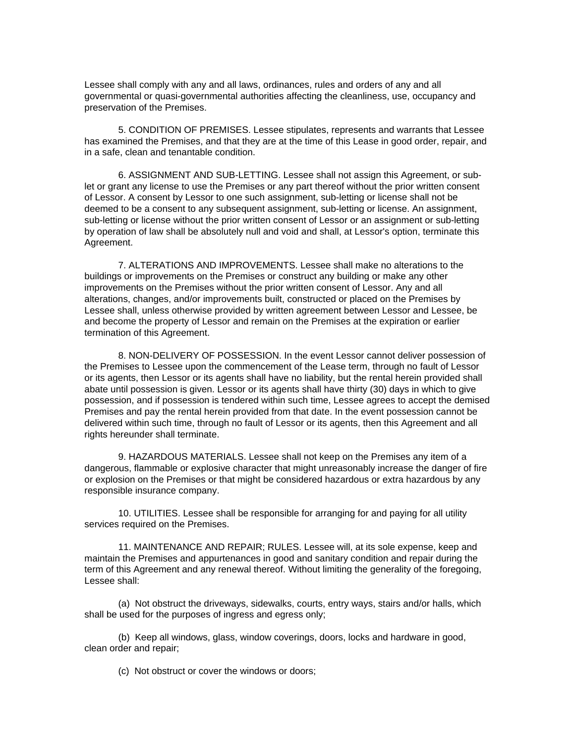Lessee shall comply with any and all laws, ordinances, rules and orders of any and all governmental or quasi-governmental authorities affecting the cleanliness, use, occupancy and preservation of the Premises.

5. CONDITION OF PREMISES. Lessee stipulates, represents and warrants that Lessee has examined the Premises, and that they are at the time of this Lease in good order, repair, and in a safe, clean and tenantable condition.

6. ASSIGNMENT AND SUB-LETTING. Lessee shall not assign this Agreement, or sub-let or grant any license to use the Premises or any part thereof without the prior written consent of Lessor. A consent by Lessor to one such assignment, sub-letting or license shall not be deemed to be a consent to any subsequent assignment, sub-letting or license. An assignment, sub-letting or license without the prior written consent of Lessor or an assignment or sub-letting by operation of law shall be absolutely null and void and shall, at Lessor's option, terminate this Agreement.

7. ALTERATIONS AND IMPROVEMENTS. Lessee shall make no alterations to the buildings or improvements on the Premises or construct any building or make any other improvements on the Premises without the prior written consent of Lessor. Any and all alterations, changes, and/or improvements built, constructed or placed on the Premises by Lessee shall, unless otherwise provided by written agreement between Lessor and Lessee, be and become the property of Lessor and remain on the Premises at the expiration or earlier termination of this Agreement.

8. NON-DELIVERY OF POSSESSION. In the event Lessor cannot deliver possession of the Premises to Lessee upon the commencement of the Lease term, through no fault of Lessor or its agents, then Lessor or its agents shall have no liability, but the rental herein provided shall abate until possession is given. Lessor or its agents shall have thirty (30) days in which to give possession, and if possession is tendered within such time, Lessee agrees to accept the demised Premises and pay the rental herein provided from that date. In the event possession cannot be delivered within such time, through no fault of Lessor or its agents, then this Agreement and all rights hereunder shall terminate.

9. HAZARDOUS MATERIALS. Lessee shall not keep on the Premises any item of a dangerous, flammable or explosive character that might unreasonably increase the danger of fire or explosion on the Premises or that might be considered hazardous or extra hazardous by any responsible insurance company.

10. UTILITIES. Lessee shall be responsible for arranging for and paying for all utility services required on the Premises.

11. MAINTENANCE AND REPAIR; RULES. Lessee will, at its sole expense, keep and maintain the Premises and appurtenances in good and sanitary condition and repair during the term of this Agreement and any renewal thereof. Without limiting the generality of the foregoing, Lessee shall:

(a) Not obstruct the driveways, sidewalks, courts, entry ways, stairs and/or halls, which shall be used for the purposes of ingress and egress only;

(b) Keep all windows, glass, window coverings, doors, locks and hardware in good, clean order and repair;

(c) Not obstruct or cover the windows or doors;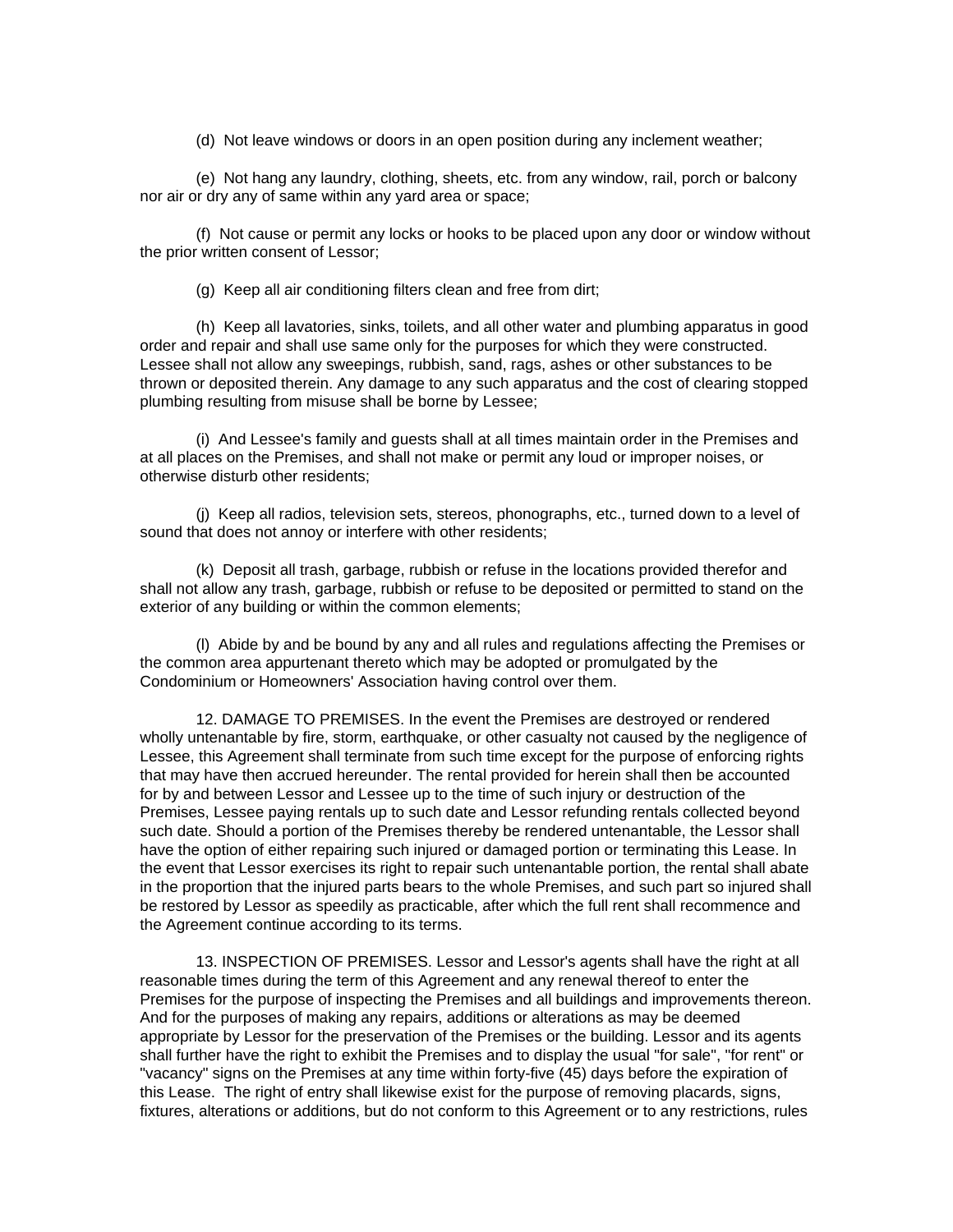(d) Not leave windows or doors in an open position during any inclement weather;

(e) Not hang any laundry, clothing, sheets, etc. from any window, rail, porch or balcony nor air or dry any of same within any yard area or space;

(f) Not cause or permit any locks or hooks to be placed upon any door or window without the prior written consent of Lessor;

(g) Keep all air conditioning filters clean and free from dirt;

(h) Keep all lavatories, sinks, toilets, and all other water and plumbing apparatus in good order and repair and shall use same only for the purposes for which they were constructed. Lessee shall not allow any sweepings, rubbish, sand, rags, ashes or other substances to be thrown or deposited therein. Any damage to any such apparatus and the cost of clearing stopped plumbing resulting from misuse shall be borne by Lessee;

(i) And Lessee's family and guests shall at all times maintain order in the Premises and at all places on the Premises, and shall not make or permit any loud or improper noises, or otherwise disturb other residents;

(j) Keep all radios, television sets, stereos, phonographs, etc., turned down to a level of sound that does not annoy or interfere with other residents;

(k) Deposit all trash, garbage, rubbish or refuse in the locations provided therefor and shall not allow any trash, garbage, rubbish or refuse to be deposited or permitted to stand on the exterior of any building or within the common elements;

(l) Abide by and be bound by any and all rules and regulations affecting the Premises or the common area appurtenant thereto which may be adopted or promulgated by the Condominium or Homeowners' Association having control over them.

12. DAMAGE TO PREMISES. In the event the Premises are destroyed or rendered wholly untenantable by fire, storm, earthquake, or other casualty not caused by the negligence of Lessee, this Agreement shall terminate from such time except for the purpose of enforcing rights that may have then accrued hereunder. The rental provided for herein shall then be accounted for by and between Lessor and Lessee up to the time of such injury or destruction of the Premises, Lessee paying rentals up to such date and Lessor refunding rentals collected beyond such date. Should a portion of the Premises thereby be rendered untenantable, the Lessor shall have the option of either repairing such injured or damaged portion or terminating this Lease. In the event that Lessor exercises its right to repair such untenantable portion, the rental shall abate in the proportion that the injured parts bears to the whole Premises, and such part so injured shall be restored by Lessor as speedily as practicable, after which the full rent shall recommence and the Agreement continue according to its terms.

13. INSPECTION OF PREMISES. Lessor and Lessor's agents shall have the right at all reasonable times during the term of this Agreement and any renewal thereof to enter the Premises for the purpose of inspecting the Premises and all buildings and improvements thereon. And for the purposes of making any repairs, additions or alterations as may be deemed appropriate by Lessor for the preservation of the Premises or the building. Lessor and its agents shall further have the right to exhibit the Premises and to display the usual "for sale", "for rent" or "vacancy" signs on the Premises at any time within forty-five (45) days before the expiration of this Lease. The right of entry shall likewise exist for the purpose of removing placards, signs, fixtures, alterations or additions, but do not conform to this Agreement or to any restrictions, rules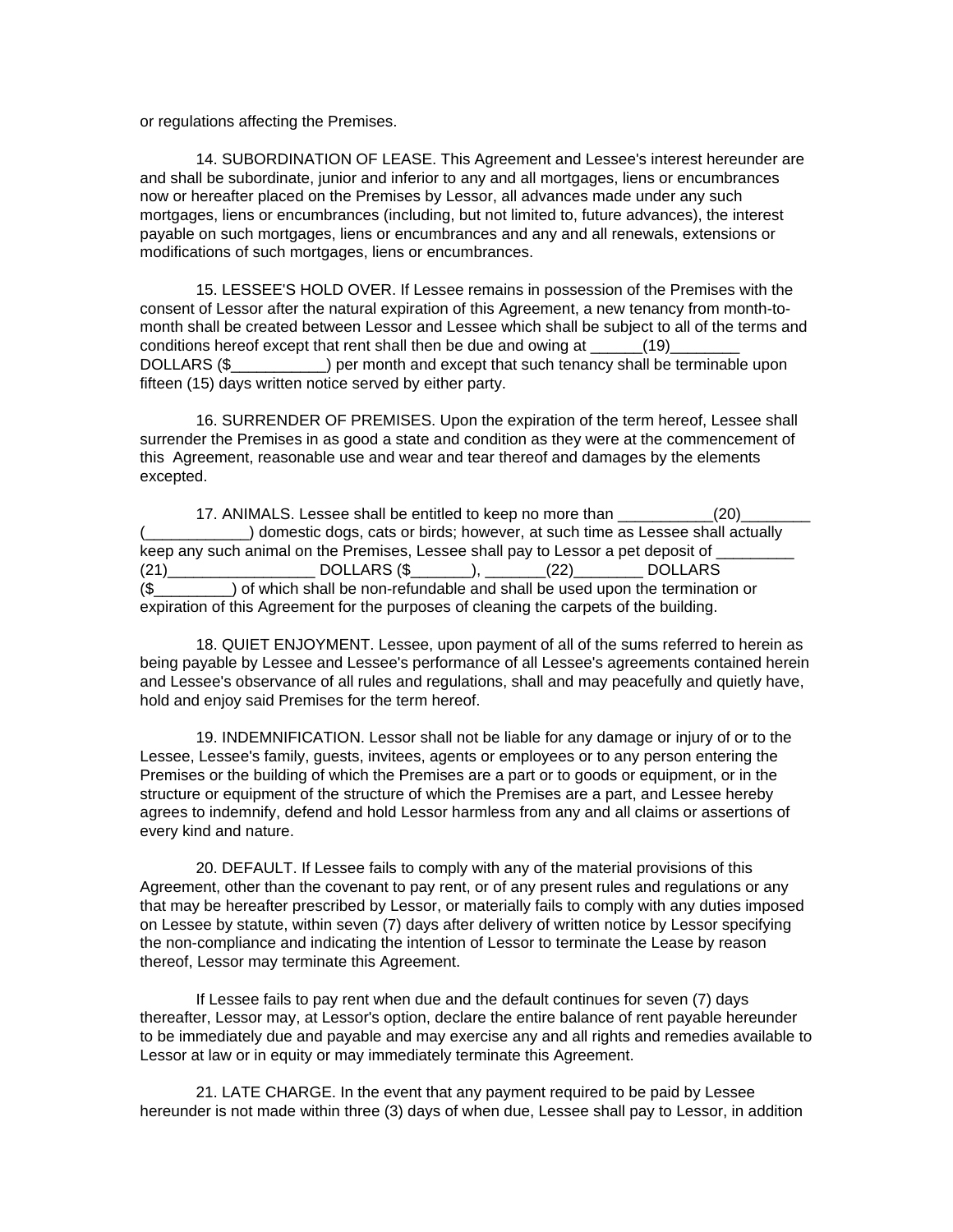or regulations affecting the Premises.

14. SUBORDINATION OF LEASE. This Agreement and Lessee's interest hereunder are and shall be subordinate, junior and inferior to any and all mortgages, liens or encumbrances now or hereafter placed on the Premises by Lessor, all advances made under any such mortgages, liens or encumbrances (including, but not limited to, future advances), the interest payable on such mortgages, liens or encumbrances and any and all renewals, extensions or modifications of such mortgages, liens or encumbrances.

15. LESSEE'S HOLD OVER. If Lessee remains in possession of the Premises with the consent of Lessor after the natural expiration of this Agreement, a new tenancy from month-to-month shall be created between Lessor and Lessee which shall be subject to all of the terms and conditions hereof except that rent shall then be due and owing at ______(19)________ DOLLARS ($___________) per month and except that such tenancy shall be terminable upon fifteen (15) days written notice served by either party.

16. SURRENDER OF PREMISES. Upon the expiration of the term hereof, Lessee shall surrender the Premises in as good a state and condition as they were at the commencement of this Agreement, reasonable use and wear and tear thereof and damages by the elements excepted.

17. ANIMALS. Lessee shall be entitled to keep no more than ___________(20)________ (____________) domestic dogs, cats or birds; however, at such time as Lessee shall actually keep any such animal on the Premises, Lessee shall pay to Lessor a pet deposit of _________ (21)_________________ DOLLARS ($_______), _______(22)________ DOLLARS ($_________) of which shall be non-refundable and shall be used upon the termination or expiration of this Agreement for the purposes of cleaning the carpets of the building.

18. QUIET ENJOYMENT. Lessee, upon payment of all of the sums referred to herein as being payable by Lessee and Lessee's performance of all Lessee's agreements contained herein and Lessee's observance of all rules and regulations, shall and may peacefully and quietly have, hold and enjoy said Premises for the term hereof.

19. INDEMNIFICATION. Lessor shall not be liable for any damage or injury of or to the Lessee, Lessee's family, guests, invitees, agents or employees or to any person entering the Premises or the building of which the Premises are a part or to goods or equipment, or in the structure or equipment of the structure of which the Premises are a part, and Lessee hereby agrees to indemnify, defend and hold Lessor harmless from any and all claims or assertions of every kind and nature.

20. DEFAULT. If Lessee fails to comply with any of the material provisions of this Agreement, other than the covenant to pay rent, or of any present rules and regulations or any that may be hereafter prescribed by Lessor, or materially fails to comply with any duties imposed on Lessee by statute, within seven (7) days after delivery of written notice by Lessor specifying the non-compliance and indicating the intention of Lessor to terminate the Lease by reason thereof, Lessor may terminate this Agreement.

If Lessee fails to pay rent when due and the default continues for seven (7) days thereafter, Lessor may, at Lessor's option, declare the entire balance of rent payable hereunder to be immediately due and payable and may exercise any and all rights and remedies available to Lessor at law or in equity or may immediately terminate this Agreement.

21. LATE CHARGE. In the event that any payment required to be paid by Lessee hereunder is not made within three (3) days of when due, Lessee shall pay to Lessor, in addition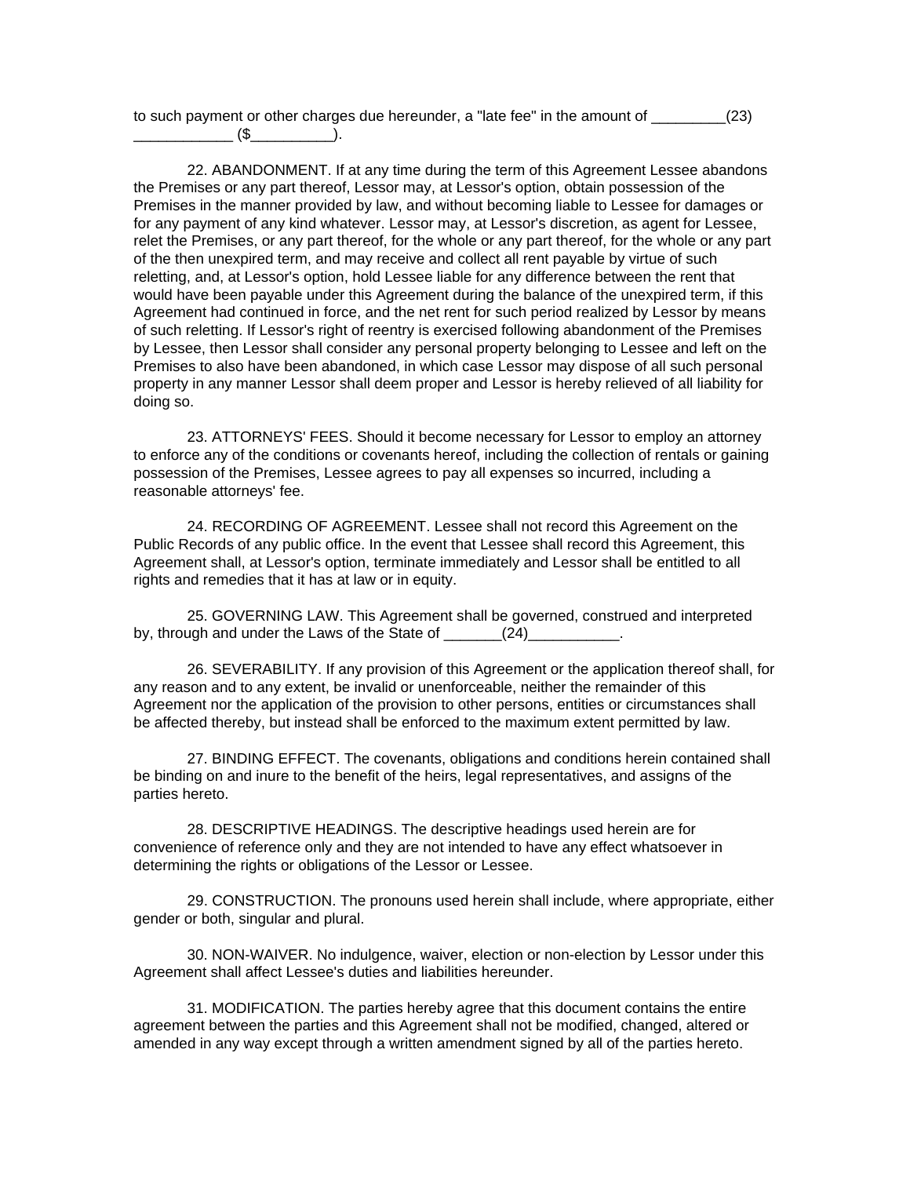to such payment or other charges due hereunder, a "late fee" in the amount of _________(23) ____________ ($__________).

22. ABANDONMENT. If at any time during the term of this Agreement Lessee abandons the Premises or any part thereof, Lessor may, at Lessor's option, obtain possession of the Premises in the manner provided by law, and without becoming liable to Lessee for damages or for any payment of any kind whatever. Lessor may, at Lessor's discretion, as agent for Lessee, relet the Premises, or any part thereof, for the whole or any part thereof, for the whole or any part of the then unexpired term, and may receive and collect all rent payable by virtue of such reletting, and, at Lessor's option, hold Lessee liable for any difference between the rent that would have been payable under this Agreement during the balance of the unexpired term, if this Agreement had continued in force, and the net rent for such period realized by Lessor by means of such reletting. If Lessor's right of reentry is exercised following abandonment of the Premises by Lessee, then Lessor shall consider any personal property belonging to Lessee and left on the Premises to also have been abandoned, in which case Lessor may dispose of all such personal property in any manner Lessor shall deem proper and Lessor is hereby relieved of all liability for doing so.

23. ATTORNEYS' FEES. Should it become necessary for Lessor to employ an attorney to enforce any of the conditions or covenants hereof, including the collection of rentals or gaining possession of the Premises, Lessee agrees to pay all expenses so incurred, including a reasonable attorneys' fee.

24. RECORDING OF AGREEMENT. Lessee shall not record this Agreement on the Public Records of any public office. In the event that Lessee shall record this Agreement, this Agreement shall, at Lessor's option, terminate immediately and Lessor shall be entitled to all rights and remedies that it has at law or in equity.

25. GOVERNING LAW. This Agreement shall be governed, construed and interpreted by, through and under the Laws of the State of _______(24)___________.

26. SEVERABILITY. If any provision of this Agreement or the application thereof shall, for any reason and to any extent, be invalid or unenforceable, neither the remainder of this Agreement nor the application of the provision to other persons, entities or circumstances shall be affected thereby, but instead shall be enforced to the maximum extent permitted by law.

27. BINDING EFFECT. The covenants, obligations and conditions herein contained shall be binding on and inure to the benefit of the heirs, legal representatives, and assigns of the parties hereto.

28. DESCRIPTIVE HEADINGS. The descriptive headings used herein are for convenience of reference only and they are not intended to have any effect whatsoever in determining the rights or obligations of the Lessor or Lessee.

29. CONSTRUCTION. The pronouns used herein shall include, where appropriate, either gender or both, singular and plural.

30. NON-WAIVER. No indulgence, waiver, election or non-election by Lessor under this Agreement shall affect Lessee's duties and liabilities hereunder.

31. MODIFICATION. The parties hereby agree that this document contains the entire agreement between the parties and this Agreement shall not be modified, changed, altered or amended in any way except through a written amendment signed by all of the parties hereto.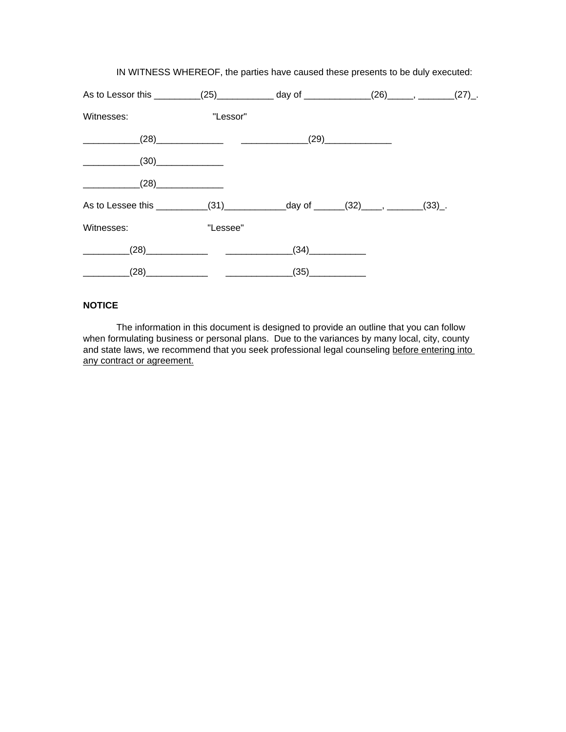IN WITNESS WHEREOF, the parties have caused these presents to be duly executed:

As to Lessor this _________(25)___________ day of _____________(26)_____, _______(27)_.

Witnesses: "Lessor"

___________(28)_____________ _____________(29)_____________

___________(30)_____________

___________(28)_____________

As to Lessee this __________(31)____________day of ______(32)____, _______(33)_.

Witnesses: "Lessee"

_________(28)____________ _____________(34)___________

_________(28)____________ _____________(35)___________

**NOTICE**

The information in this document is designed to provide an outline that you can follow when formulating business or personal plans. Due to the variances by many local, city, county and state laws, we recommend that you seek professional legal counseling before entering into any contract or agreement.